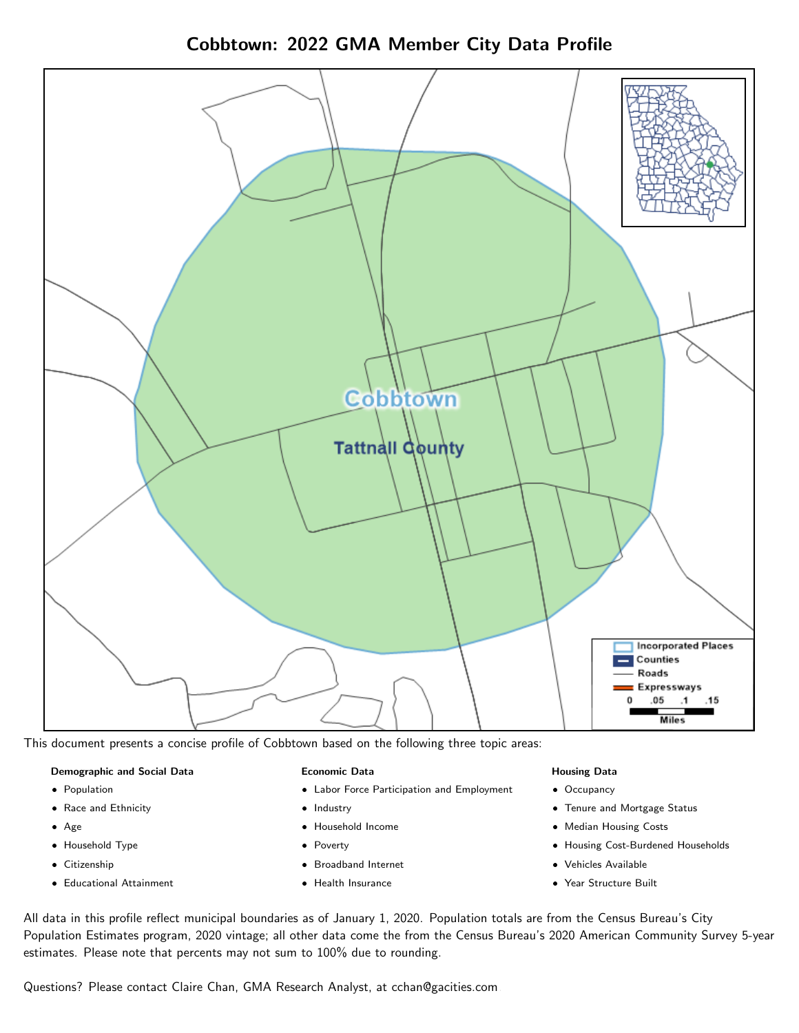# Cobbtown: 2022 GMA Member City Data Profile

This document presents a concise profile of Cobbtown based on the following three topic areas:

**Demographic and Social Data**

- Population
- Race and Ethnicity
- Age
- Household Type
- Citizenship
- Educational Attainment

**Economic Data**

- Labor Force Participation and Employment
- Industry
- Household Income
- Poverty
- Broadband Internet
- Health Insurance

**Housing Data**

- Occupancy
- Tenure and Mortgage Status
- Median Housing Costs
- Housing Cost-Burdened Households
- Vehicles Available
- Year Structure Built

All data in this profile reflect municipal boundaries as of January 1, 2020. Population totals are from the Census Bureau's City Population Estimates program, 2020 vintage; all other data come the from the Census Bureau's 2020 American Community Survey 5-year estimates. Please note that percents may not sum to 100% due to rounding.

Questions? Please contact Claire Chan, GMA Research Analyst, at cchan@gacities.com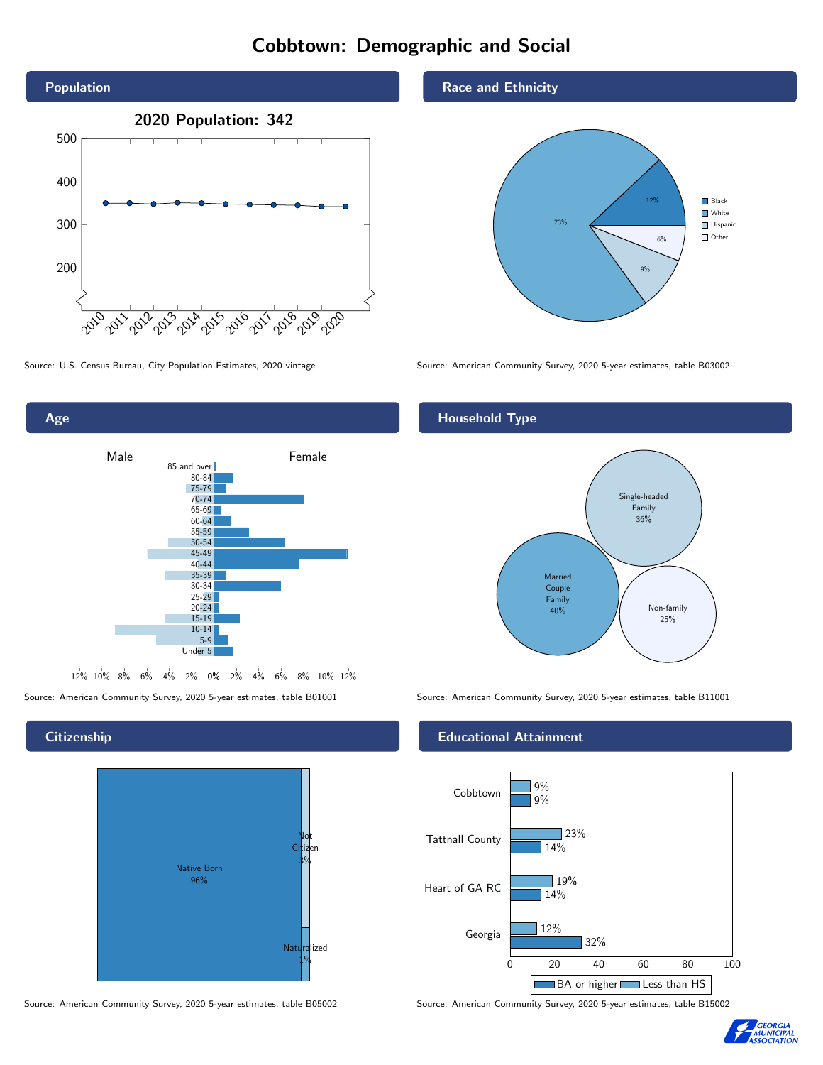# Cobbtown: Demographic and Social

## Population

**2020 Population: 342**

Source: U.S. Census Bureau, City Population Estimates, 2020 vintage

## Race and Ethnicity

| Race/Ethnicity | Percent |
|---|---|
| Black | 12% |
| White | 73% |
| Hispanic | 9% |
| Other | 6% |

Source: American Community Survey, 2020 5-year estimates, table B03002

## Age

Source: American Community Survey, 2020 5-year estimates, table B01001

## Household Type

| Household Type | Percent |
|---|---|
| Single-headed Family | 36% |
| Married Couple Family | 40% |
| Non-family | 25% |

Source: American Community Survey, 2020 5-year estimates, table B11001

## Citizenship

| Citizenship | Percent |
|---|---|
| Native Born | 96% |
| Not Citizen | 3% |
| Naturalized | 1% |

Source: American Community Survey, 2020 5-year estimates, table B05002

## Educational Attainment

| Area | Less than HS | BA or higher |
|---|---|---|
| Cobbtown | 9% | 9% |
| Tattnall County | 23% | 14% |
| Heart of GA RC | 19% | 14% |
| Georgia | 12% | 32% |

Source: American Community Survey, 2020 5-year estimates, table B15002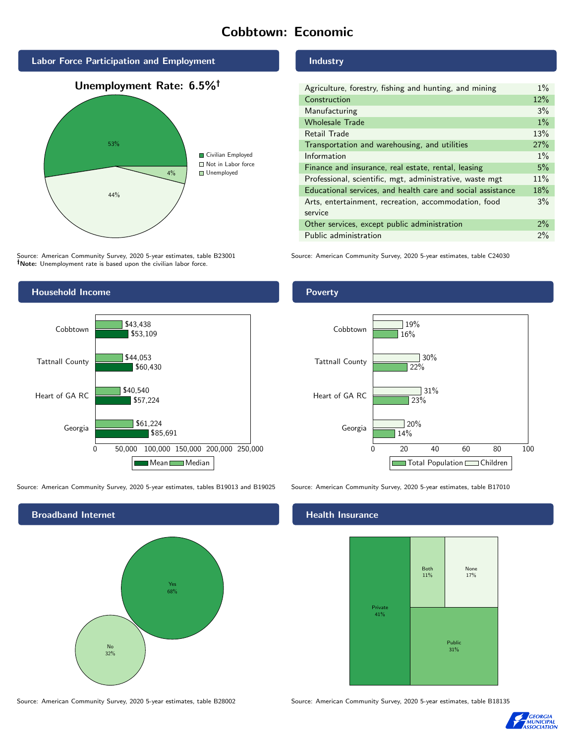# Cobbtown: Economic

## Labor Force Participation and Employment

**Unemployment Rate: 6.5%†**

| Category | Percent |
|---|---|
| Civilian Employed | 53% |
| Not in Labor force | 44% |
| Unemployed | 4% |

Source: American Community Survey, 2020 5-year estimates, table B23001
**†Note:** Unemployment rate is based upon the civilian labor force.

## Industry

| Industry | Percent |
|---|---|
| Agriculture, forestry, fishing and hunting, and mining | 1% |
| Construction | 12% |
| Manufacturing | 3% |
| Wholesale Trade | 1% |
| Retail Trade | 13% |
| Transportation and warehousing, and utilities | 27% |
| Information | 1% |
| Finance and insurance, real estate, rental, leasing | 5% |
| Professional, scientific, mgt, administrative, waste mgt | 11% |
| Educational services, and health care and social assistance | 18% |
| Arts, entertainment, recreation, accommodation, food service | 3% |
| Other services, except public administration | 2% |
| Public administration | 2% |

Source: American Community Survey, 2020 5-year estimates, table C24030

## Household Income

| | Median | Mean |
|---|---|---|
| Cobbtown | $43,438 | $53,109 |
| Tattnall County | $44,053 | $60,430 |
| Heart of GA RC | $40,540 | $57,224 |
| Georgia | $61,224 | $85,691 |

Source: American Community Survey, 2020 5-year estimates, tables B19013 and B19025

## Poverty

| | Children | Total Population |
|---|---|---|
| Cobbtown | 19% | 16% |
| Tattnall County | 30% | 22% |
| Heart of GA RC | 31% | 23% |
| Georgia | 20% | 14% |

Source: American Community Survey, 2020 5-year estimates, table B17010

## Broadband Internet

| | Percent |
|---|---|
| Yes | 68% |
| No | 32% |

Source: American Community Survey, 2020 5-year estimates, table B28002

## Health Insurance

| | Percent |
|---|---|
| Private | 41% |
| Public | 31% |
| Both | 11% |
| None | 17% |

Source: American Community Survey, 2020 5-year estimates, table B18135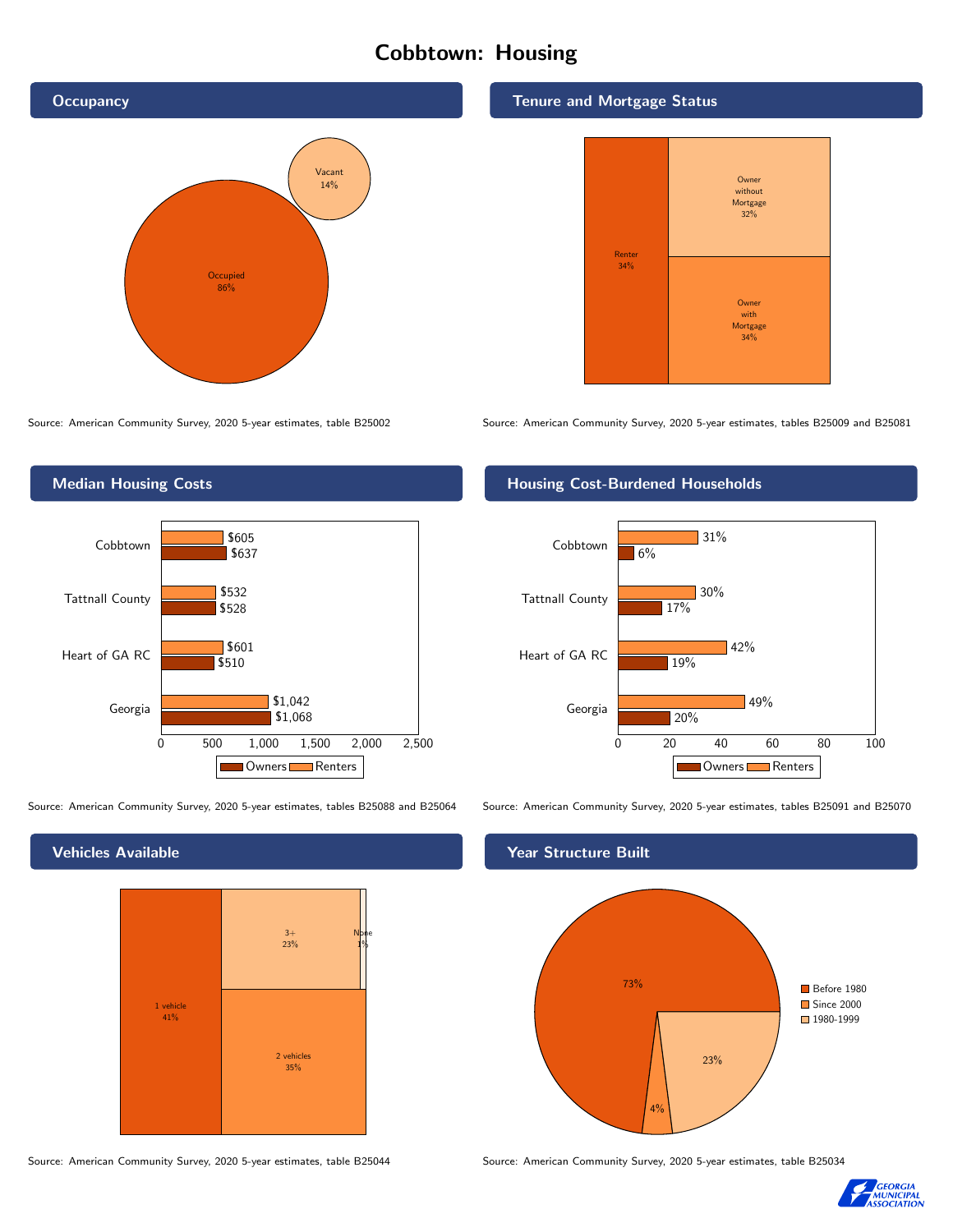# Cobbtown: Housing

## Occupancy

Vacant
14%

Occupied
86%

Source: American Community Survey, 2020 5-year estimates, table B25002

## Tenure and Mortgage Status

Renter
34%

Owner without Mortgage
32%

Owner with Mortgage
34%

Source: American Community Survey, 2020 5-year estimates, tables B25009 and B25081

## Median Housing Costs

Cobbtown
$605
$637

Tattnall County
$532
$528

Heart of GA RC
$601
$510

Georgia
$1,042
$1,068

0 500 1,000 1,500 2,000 2,500

Owners Renters

Source: American Community Survey, 2020 5-year estimates, tables B25088 and B25064

## Housing Cost-Burdened Households

Cobbtown
31%
6%

Tattnall County
30%
17%

Heart of GA RC
42%
19%

Georgia
49%
20%

0 20 40 60 80 100

Owners Renters

Source: American Community Survey, 2020 5-year estimates, tables B25091 and B25070

## Vehicles Available

1 vehicle
41%

3+
23%

None
1%

2 vehicles
35%

Source: American Community Survey, 2020 5-year estimates, table B25044

## Year Structure Built

73%

4%

23%

Before 1980
Since 2000
1980-1999

Source: American Community Survey, 2020 5-year estimates, table B25034